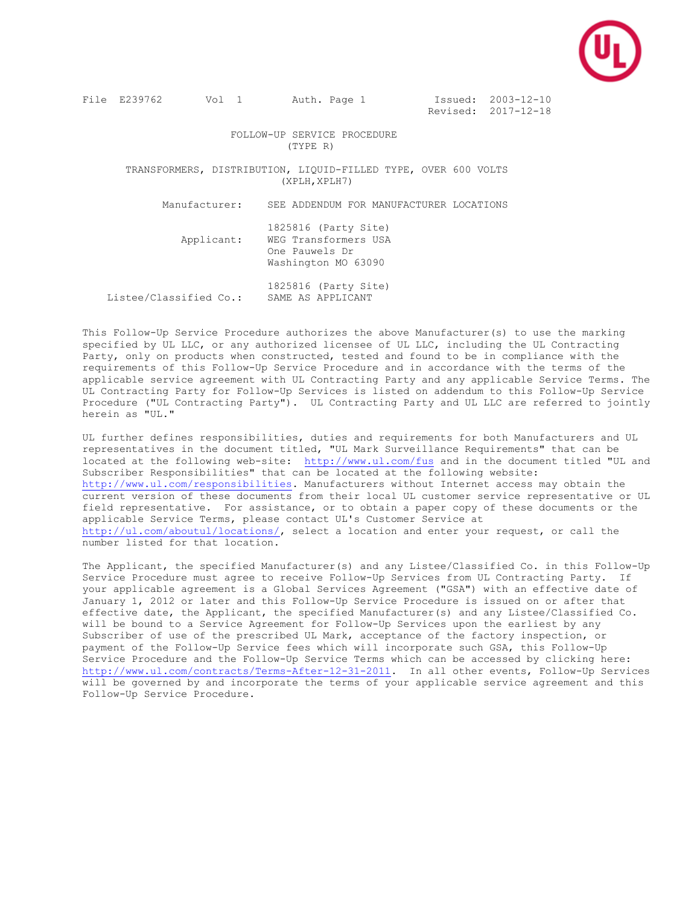File E239762 Vol 1 Auth. Page 1 Issued: 2003-12-10
Revised: 2017-12-18

# FOLLOW-UP SERVICE PROCEDURE
(TYPE R)

## TRANSFORMERS, DISTRIBUTION, LIQUID-FILLED TYPE, OVER 600 VOLTS
(XPLH,XPLH7)

Manufacturer: SEE ADDENDUM FOR MANUFACTURER LOCATIONS

Applicant: 1825816 (Party Site)
WEG Transformers USA
One Pauwels Dr
Washington MO 63090

Listee/Classified Co.: 1825816 (Party Site)
SAME AS APPLICANT

This Follow-Up Service Procedure authorizes the above Manufacturer(s) to use the marking specified by UL LLC, or any authorized licensee of UL LLC, including the UL Contracting Party, only on products when constructed, tested and found to be in compliance with the requirements of this Follow-Up Service Procedure and in accordance with the terms of the applicable service agreement with UL Contracting Party and any applicable Service Terms. The UL Contracting Party for Follow-Up Services is listed on addendum to this Follow-Up Service Procedure ("UL Contracting Party"). UL Contracting Party and UL LLC are referred to jointly herein as "UL."

UL further defines responsibilities, duties and requirements for both Manufacturers and UL representatives in the document titled, "UL Mark Surveillance Requirements" that can be located at the following web-site: http://www.ul.com/fus and in the document titled "UL and Subscriber Responsibilities" that can be located at the following website: http://www.ul.com/responsibilities. Manufacturers without Internet access may obtain the current version of these documents from their local UL customer service representative or UL field representative. For assistance, or to obtain a paper copy of these documents or the applicable Service Terms, please contact UL's Customer Service at http://ul.com/aboutul/locations/, select a location and enter your request, or call the number listed for that location.

The Applicant, the specified Manufacturer(s) and any Listee/Classified Co. in this Follow-Up Service Procedure must agree to receive Follow-Up Services from UL Contracting Party. If your applicable agreement is a Global Services Agreement ("GSA") with an effective date of January 1, 2012 or later and this Follow-Up Service Procedure is issued on or after that effective date, the Applicant, the specified Manufacturer(s) and any Listee/Classified Co. will be bound to a Service Agreement for Follow-Up Services upon the earliest by any Subscriber of use of the prescribed UL Mark, acceptance of the factory inspection, or payment of the Follow-Up Service fees which will incorporate such GSA, this Follow-Up Service Procedure and the Follow-Up Service Terms which can be accessed by clicking here: http://www.ul.com/contracts/Terms-After-12-31-2011. In all other events, Follow-Up Services will be governed by and incorporate the terms of your applicable service agreement and this Follow-Up Service Procedure.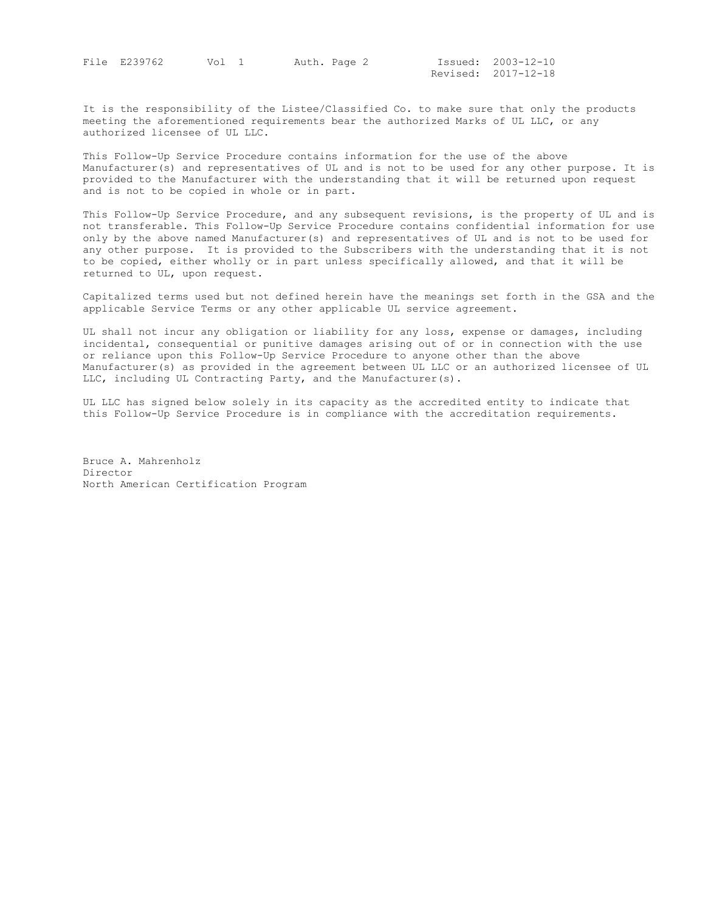It is the responsibility of the Listee/Classified Co. to make sure that only the products meeting the aforementioned requirements bear the authorized Marks of UL LLC, or any authorized licensee of UL LLC.

This Follow-Up Service Procedure contains information for the use of the above Manufacturer(s) and representatives of UL and is not to be used for any other purpose. It is provided to the Manufacturer with the understanding that it will be returned upon request and is not to be copied in whole or in part.

This Follow-Up Service Procedure, and any subsequent revisions, is the property of UL and is not transferable. This Follow-Up Service Procedure contains confidential information for use only by the above named Manufacturer(s) and representatives of UL and is not to be used for any other purpose. It is provided to the Subscribers with the understanding that it is not to be copied, either wholly or in part unless specifically allowed, and that it will be returned to UL, upon request.

Capitalized terms used but not defined herein have the meanings set forth in the GSA and the applicable Service Terms or any other applicable UL service agreement.

UL shall not incur any obligation or liability for any loss, expense or damages, including incidental, consequential or punitive damages arising out of or in connection with the use or reliance upon this Follow-Up Service Procedure to anyone other than the above Manufacturer(s) as provided in the agreement between UL LLC or an authorized licensee of UL LLC, including UL Contracting Party, and the Manufacturer(s).

UL LLC has signed below solely in its capacity as the accredited entity to indicate that this Follow-Up Service Procedure is in compliance with the accreditation requirements.

Bruce A. Mahrenholz
Director
North American Certification Program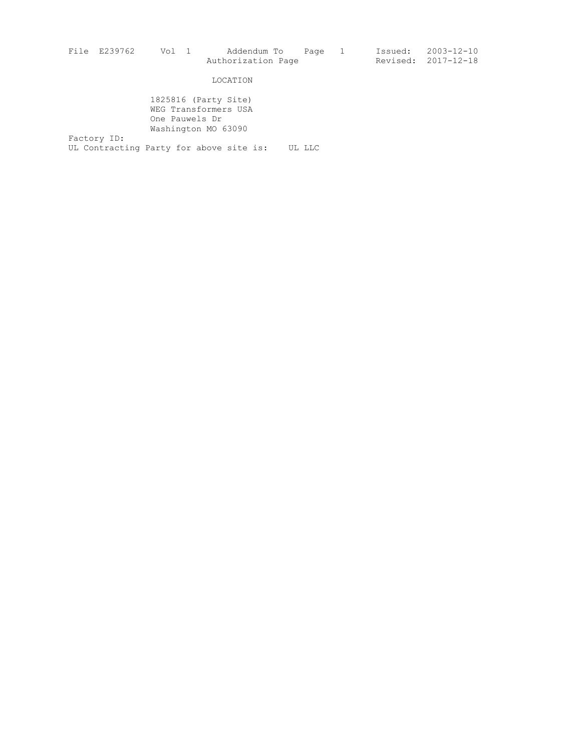## LOCATION

1825816 (Party Site)
WEG Transformers USA
One Pauwels Dr
Washington MO 63090

Factory ID:

UL Contracting Party for above site is: UL LLC